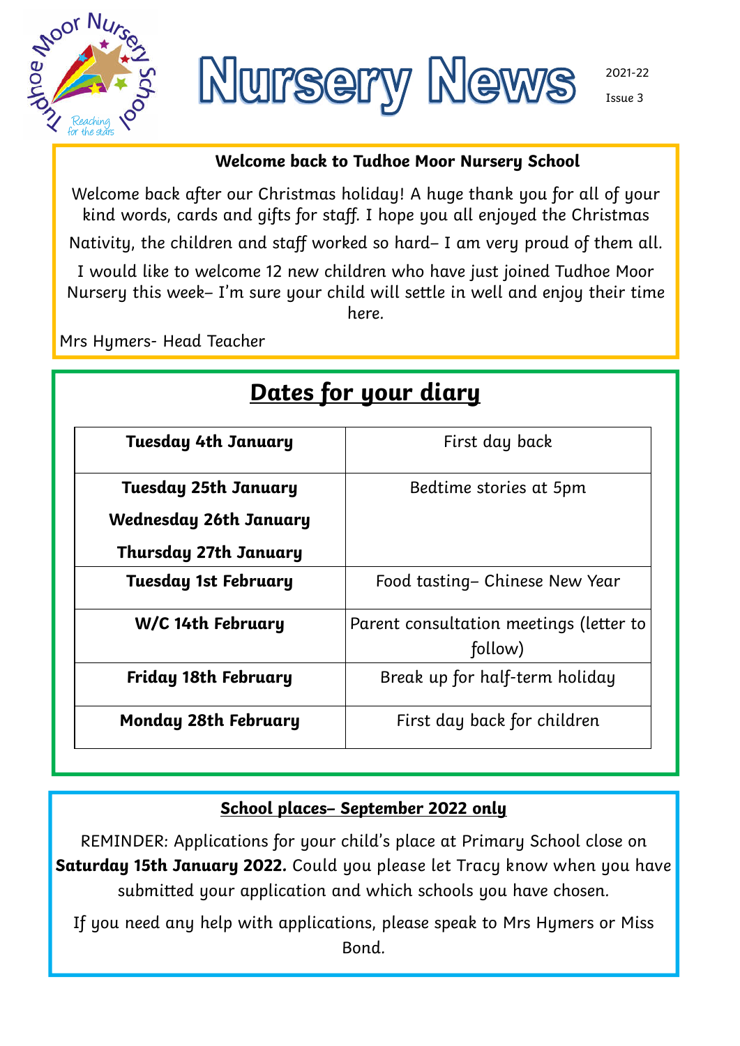# Nursery News

2021-22

Issue 3

## Welcome back to Tudhoe Moor Nursery School

Welcome back after our Christmas holiday! A huge thank you for all of your kind words, cards and gifts for staff. I hope you all enjoyed the Christmas Nativity, the children and staff worked so hard– I am very proud of them all.

I would like to welcome 12 new children who have just joined Tudhoe Moor Nursery this week– I'm sure your child will settle in well and enjoy their time here.

Mrs Hymers- Head Teacher

## Dates for your diary

| | |
|---|---|
| **Tuesday 4th January** | First day back |
| **Tuesday 25th January**<br>**Wednesday 26th January**<br>**Thursday 27th January** | Bedtime stories at 5pm |
| **Tuesday 1st February** | Food tasting– Chinese New Year |
| **W/C 14th February** | Parent consultation meetings (letter to follow) |
| **Friday 18th February** | Break up for half-term holiday |
| **Monday 28th February** | First day back for children |

## School places– September 2022 only

REMINDER: Applications for your child's place at Primary School close on **Saturday 15th January 2022.** Could you please let Tracy know when you have submitted your application and which schools you have chosen.

If you need any help with applications, please speak to Mrs Hymers or Miss Bond.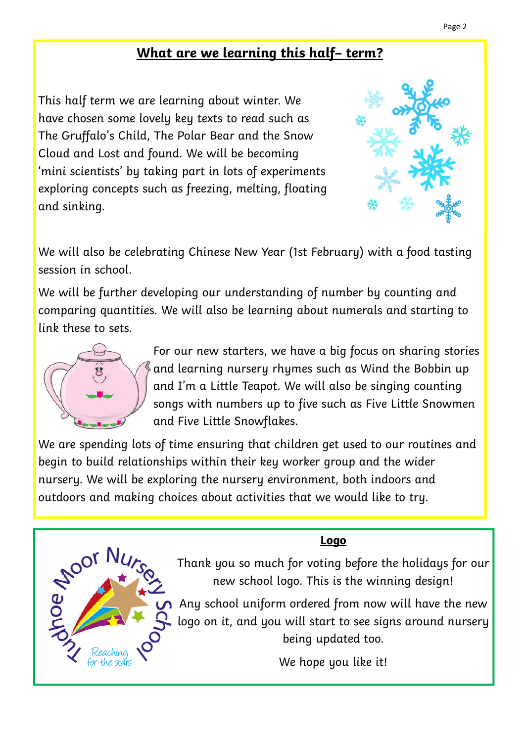## What are we learning this half– term?

This half term we are learning about winter. We have chosen some lovely key texts to read such as The Gruffalo's Child, The Polar Bear and the Snow Cloud and Lost and found. We will be becoming 'mini scientists' by taking part in lots of experiments exploring concepts such as freezing, melting, floating and sinking.

We will also be celebrating Chinese New Year (1st February) with a food tasting session in school.

We will be further developing our understanding of number by counting and comparing quantities. We will also be learning about numerals and starting to link these to sets.

For our new starters, we have a big focus on sharing stories and learning nursery rhymes such as Wind the Bobbin up and I'm a Little Teapot. We will also be singing counting songs with numbers up to five such as Five Little Snowmen and Five Little Snowflakes.

We are spending lots of time ensuring that children get used to our routines and begin to build relationships within their key worker group and the wider nursery. We will be exploring the nursery environment, both indoors and outdoors and making choices about activities that we would like to try.

## Logo

Thank you so much for voting before the holidays for our new school logo. This is the winning design!

Any school uniform ordered from now will have the new logo on it, and you will start to see signs around nursery being updated too.

We hope you like it!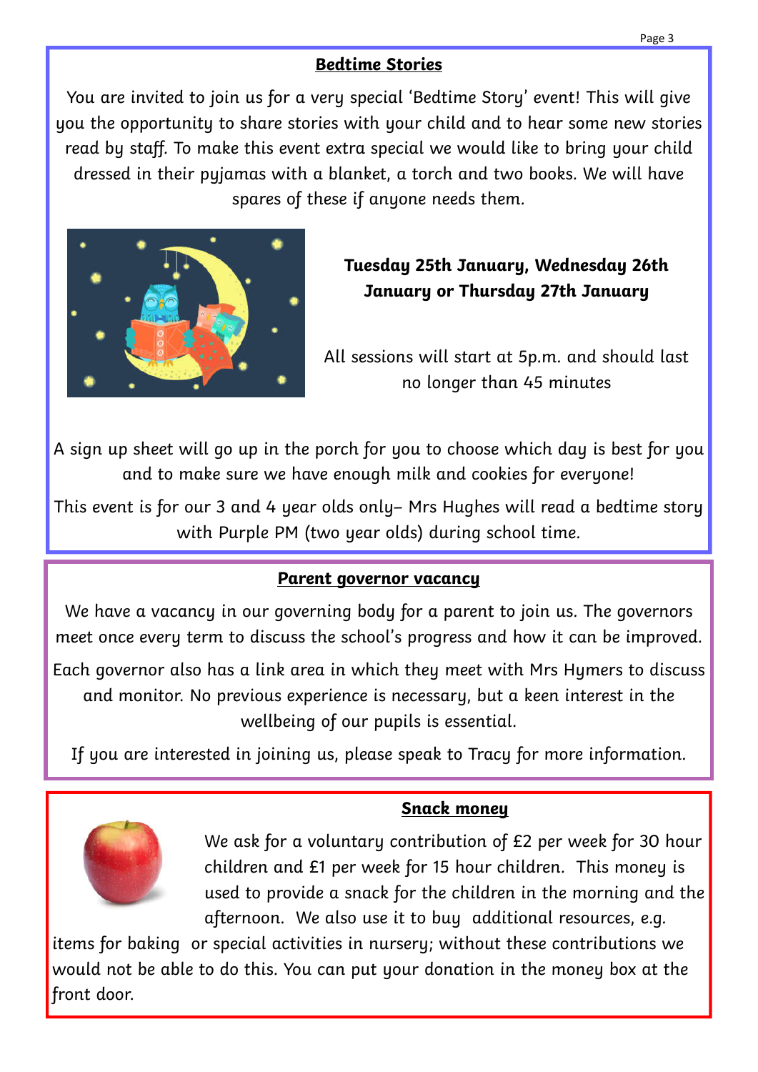## Bedtime Stories

You are invited to join us for a very special 'Bedtime Story' event! This will give you the opportunity to share stories with your child and to hear some new stories read by staff. To make this event extra special we would like to bring your child dressed in their pyjamas with a blanket, a torch and two books. We will have spares of these if anyone needs them.

**Tuesday 25th January, Wednesday 26th January or Thursday 27th January**

All sessions will start at 5p.m. and should last no longer than 45 minutes

A sign up sheet will go up in the porch for you to choose which day is best for you and to make sure we have enough milk and cookies for everyone!

This event is for our 3 and 4 year olds only– Mrs Hughes will read a bedtime story with Purple PM (two year olds) during school time.

## Parent governor vacancy

We have a vacancy in our governing body for a parent to join us. The governors meet once every term to discuss the school's progress and how it can be improved.

Each governor also has a link area in which they meet with Mrs Hymers to discuss and monitor. No previous experience is necessary, but a keen interest in the wellbeing of our pupils is essential.

If you are interested in joining us, please speak to Tracy for more information.

## Snack money

We ask for a voluntary contribution of £2 per week for 30 hour children and £1 per week for 15 hour children. This money is used to provide a snack for the children in the morning and the afternoon. We also use it to buy additional resources, e.g. items for baking or special activities in nursery; without these contributions we would not be able to do this. You can put your donation in the money box at the front door.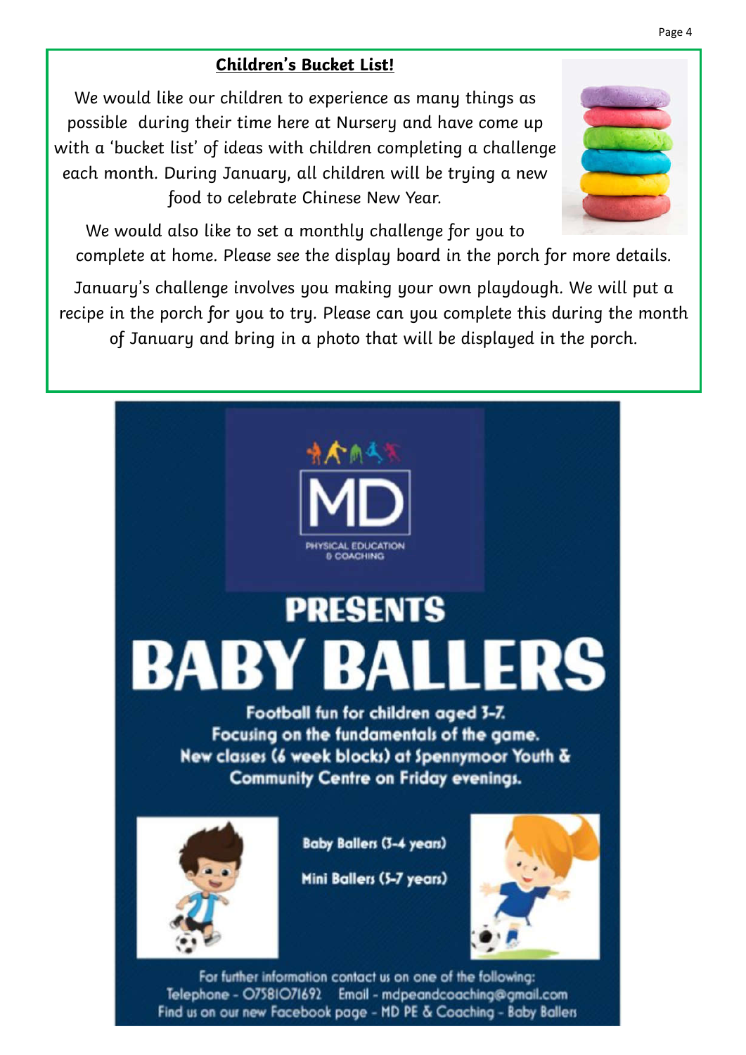## Children's Bucket List!

We would like our children to experience as many things as possible during their time here at Nursery and have come up with a 'bucket list' of ideas with children completing a challenge each month. During January, all children will be trying a new food to celebrate Chinese New Year.

We would also like to set a monthly challenge for you to complete at home. Please see the display board in the porch for more details.

January's challenge involves you making your own playdough. We will put a recipe in the porch for you to try. Please can you complete this during the month of January and bring in a photo that will be displayed in the porch.

MD

PHYSICAL EDUCATION & COACHING

# PRESENTS

# BABY BALLERS

**Football fun for children aged 3-7.**
**Focusing on the fundamentals of the game.**
**New classes (6 week blocks) at Spennymoor Youth & Community Centre on Friday evenings.**

**Baby Ballers (3-4 years)**

**Mini Ballers (5-7 years)**

For further information contact us on one of the following:
Telephone - 07581071692 Email - mdpeandcoaching@gmail.com
Find us on our new Facebook page - MD PE & Coaching - Baby Ballers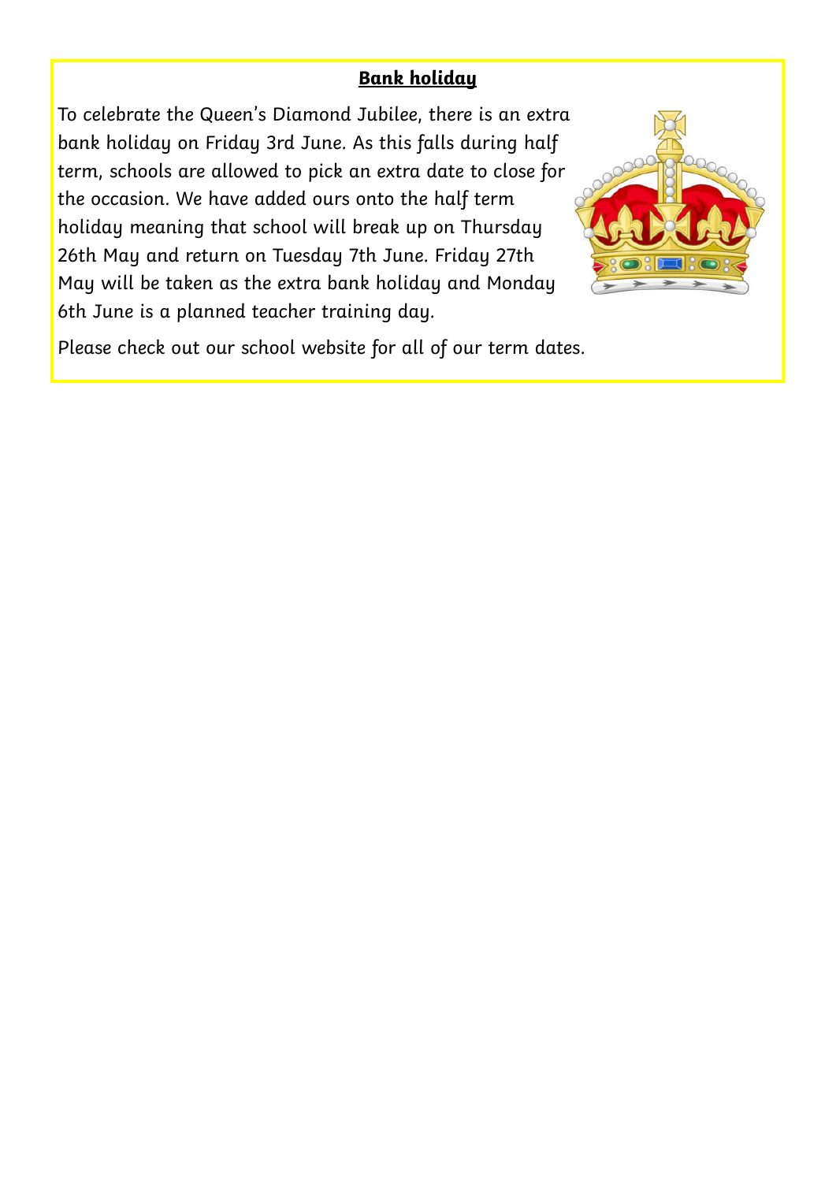## Bank holiday

To celebrate the Queen's Diamond Jubilee, there is an extra bank holiday on Friday 3rd June. As this falls during half term, schools are allowed to pick an extra date to close for the occasion. We have added ours onto the half term holiday meaning that school will break up on Thursday 26th May and return on Tuesday 7th June. Friday 27th May will be taken as the extra bank holiday and Monday 6th June is a planned teacher training day.

Please check out our school website for all of our term dates.